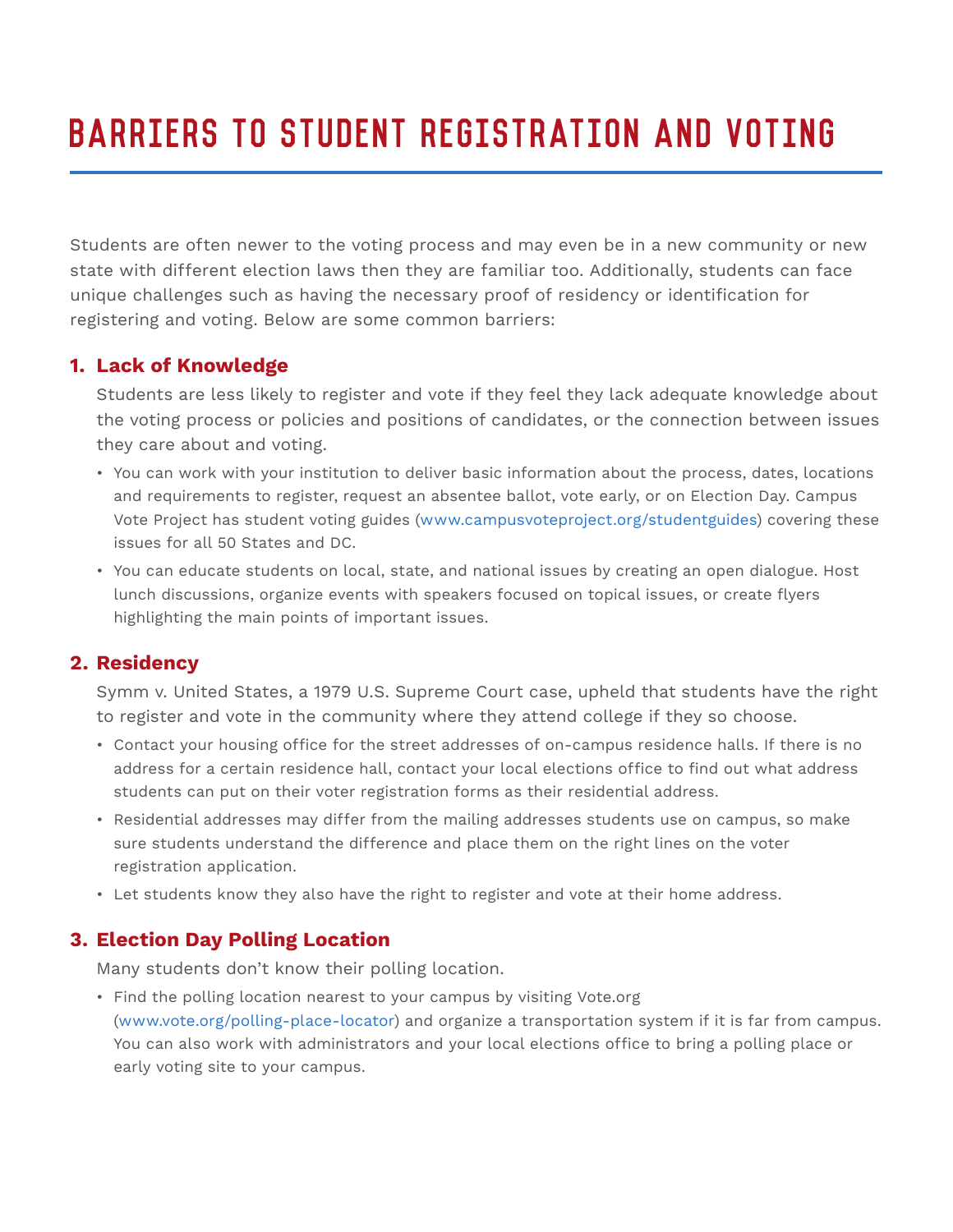# BARRIERS TO STUDENT REGISTRATION AND VOTING

Students are often newer to the voting process and may even be in a new community or new state with different election laws then they are familiar too. Additionally, students can face unique challenges such as having the necessary proof of residency or identification for registering and voting. Below are some common barriers:

### 1. Lack of Knowledge

Students are less likely to register and vote if they feel they lack adequate knowledge about the voting process or policies and positions of candidates, or the connection between issues they care about and voting.

- You can work with your institution to deliver basic information about the process, dates, locations and requirements to register, request an absentee ballot, vote early, or on Election Day. Campus Vote Project has student voting guides (www.campusvoteproject.org/studentguides) covering these issues for all 50 States and DC.
- You can educate students on local, state, and national issues by creating an open dialogue. Host lunch discussions, organize events with speakers focused on topical issues, or create flyers highlighting the main points of important issues.

### 2. Residency

Symm v. United States, a 1979 U.S. Supreme Court case, upheld that students have the right to register and vote in the community where they attend college if they so choose.

- Contact your housing office for the street addresses of on-campus residence halls. If there is no address for a certain residence hall, contact your local elections office to find out what address students can put on their voter registration forms as their residential address.
- Residential addresses may differ from the mailing addresses students use on campus, so make sure students understand the difference and place them on the right lines on the voter registration application.
- Let students know they also have the right to register and vote at their home address.

### 3. Election Day Polling Location

Many students don't know their polling location.

- Find the polling location nearest to your campus by visiting Vote.org (www.vote.org/polling-place-locator) and organize a transportation system if it is far from campus. You can also work with administrators and your local elections office to bring a polling place or early voting site to your campus.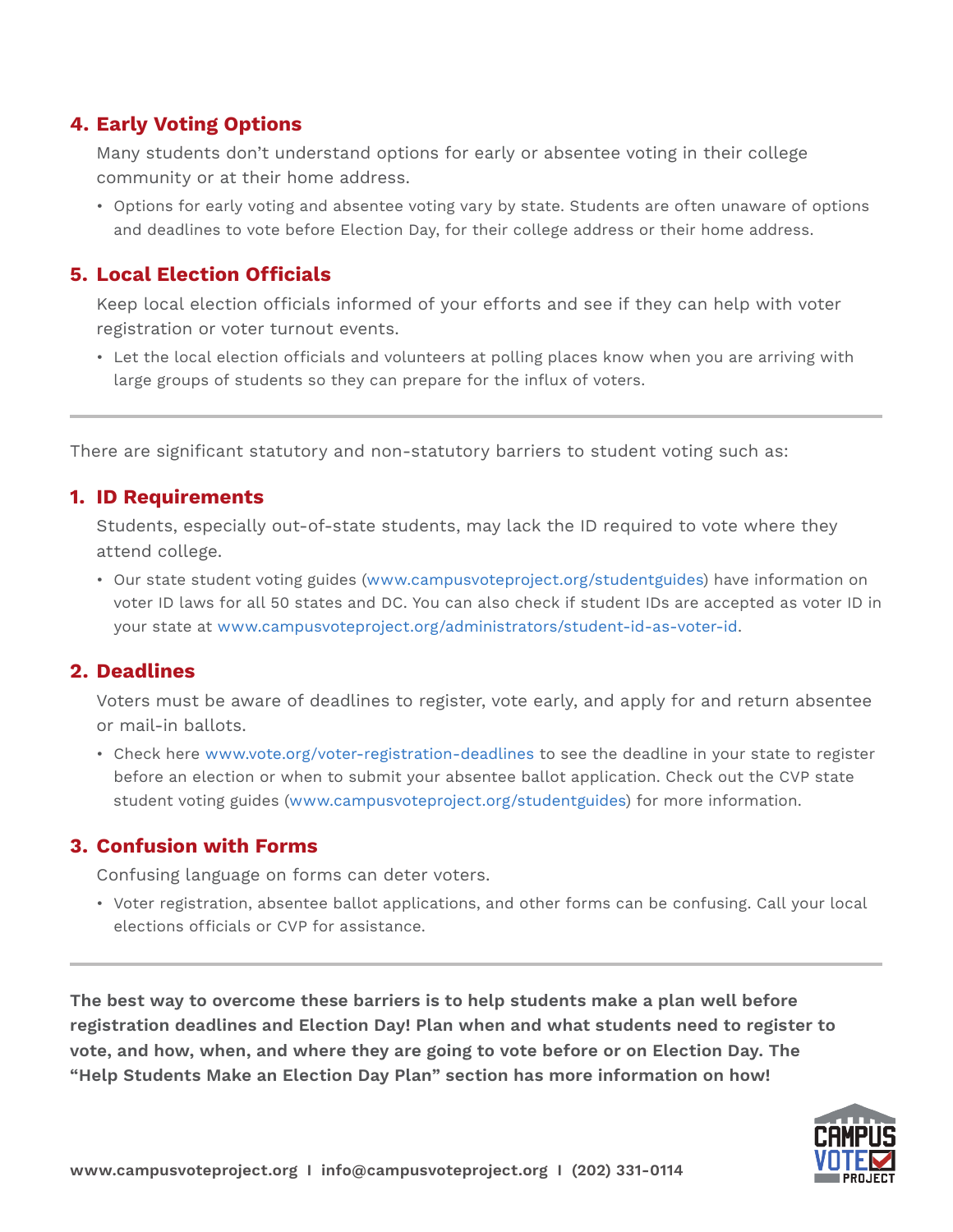## 4. Early Voting Options

Many students don't understand options for early or absentee voting in their college community or at their home address.

- Options for early voting and absentee voting vary by state. Students are often unaware of options and deadlines to vote before Election Day, for their college address or their home address.

## 5. Local Election Officials

Keep local election officials informed of your efforts and see if they can help with voter registration or voter turnout events.

- Let the local election officials and volunteers at polling places know when you are arriving with large groups of students so they can prepare for the influx of voters.

---

There are significant statutory and non-statutory barriers to student voting such as:

## 1. ID Requirements

Students, especially out-of-state students, may lack the ID required to vote where they attend college.

- Our state student voting guides (www.campusvoteproject.org/studentguides) have information on voter ID laws for all 50 states and DC. You can also check if student IDs are accepted as voter ID in your state at www.campusvoteproject.org/administrators/student-id-as-voter-id.

## 2. Deadlines

Voters must be aware of deadlines to register, vote early, and apply for and return absentee or mail-in ballots.

- Check here www.vote.org/voter-registration-deadlines to see the deadline in your state to register before an election or when to submit your absentee ballot application. Check out the CVP state student voting guides (www.campusvoteproject.org/studentguides) for more information.

## 3. Confusion with Forms

Confusing language on forms can deter voters.

- Voter registration, absentee ballot applications, and other forms can be confusing. Call your local elections officials or CVP for assistance.

---

**The best way to overcome these barriers is to help students make a plan well before registration deadlines and Election Day! Plan when and what students need to register to vote, and how, when, and where they are going to vote before or on Election Day. The "Help Students Make an Election Day Plan" section has more information on how!**

**www.campusvoteproject.org I info@campusvoteproject.org I (202) 331-0114**

CAMPUS VOTE PROJECT